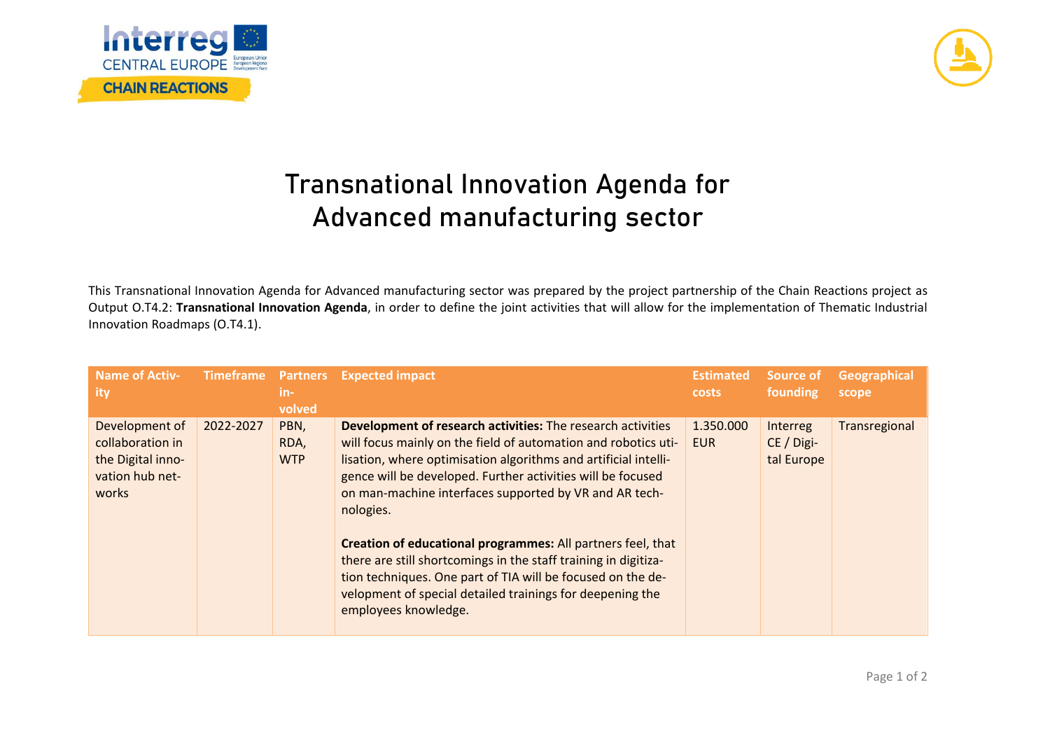# Transnational Innovation Agenda for Advanced manufacturing sector

This Transnational Innovation Agenda for Advanced manufacturing sector was prepared by the project partnership of the Chain Reactions project as Output O.T4.2: **Transnational Innovation Agenda**, in order to define the joint activities that will allow for the implementation of Thematic Industrial Innovation Roadmaps (O.T4.1).

| Name of Activity | Timeframe | Partners involved | Expected impact | Estimated costs | Source of founding | Geographical scope |
|---|---|---|---|---|---|---|
| Development of collaboration in the Digital innovation hub networks | 2022-2027 | PBN, RDA, WTP | **Development of research activities:** The research activities will focus mainly on the field of automation and robotics utilisation, where optimisation algorithms and artificial intelligence will be developed. Further activities will be focused on man-machine interfaces supported by VR and AR technologies.<br><br>**Creation of educational programmes:** All partners feel, that there are still shortcomings in the staff training in digitization techniques. One part of TIA will be focused on the development of special detailed trainings for deepening the employees knowledge. | 1.350.000 EUR | Interreg CE / Digital Europe | Transregional |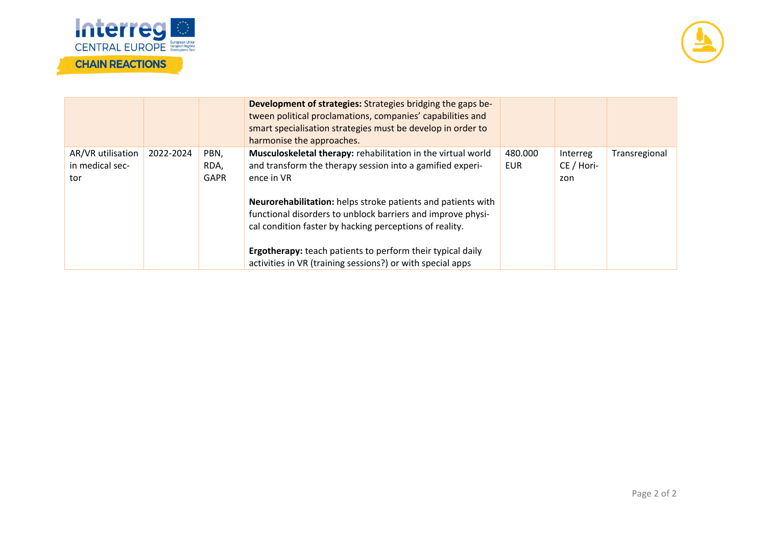| | | | | | | |
|---|---|---|---|---|---|---|
| | | | **Development of strategies:** Strategies bridging the gaps between political proclamations, companies' capabilities and smart specialisation strategies must be develop in order to harmonise the approaches. | | | |
| AR/VR utilisation in medical sector | 2022-2024 | PBN, RDA, GAPR | **Musculoskeletal therapy:** rehabilitation in the virtual world and transform the therapy session into a gamified experience in VR<br><br>**Neurorehabilitation:** helps stroke patients and patients with functional disorders to unblock barriers and improve physical condition faster by hacking perceptions of reality.<br><br>**Ergotherapy:** teach patients to perform their typical daily activities in VR (training sessions?) or with special apps | 480.000 EUR | Interreg CE / Horizon | Transregional |